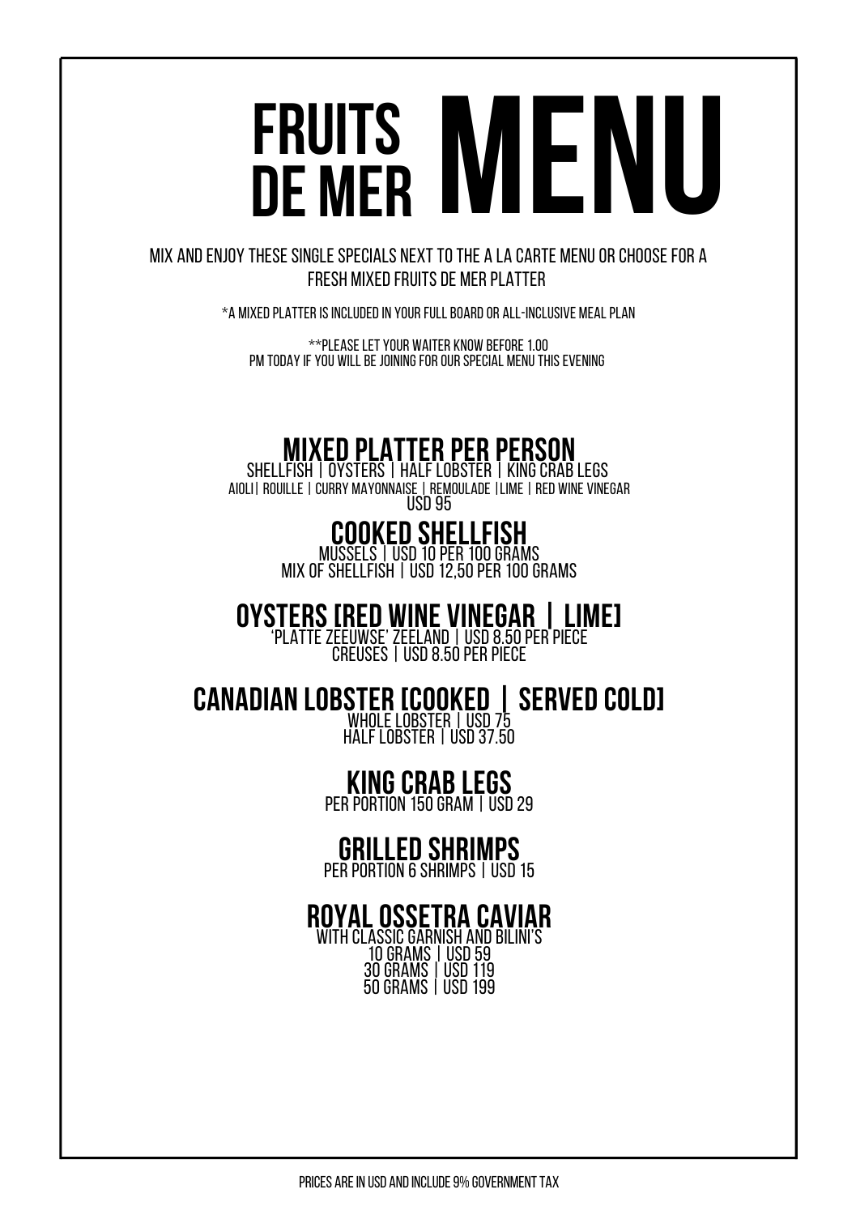# FRUITS DE MER MENU

MIX AND ENJOY THESE SINGLE SPECIALS NEXT TO THE A LA CARTE MENU OR CHOOSE FOR A FRESH MIXED FRUITS DE MER PLATTER

*A MIXED PLATTER IS INCLUDED IN YOUR FULL BOARD OR ALL-INCLUSIVE MEAL PLAN

**PLEASE LET YOUR WAITER KNOW BEFORE 1.00 PM TODAY IF YOU WILL BE JOINING FOR OUR SPECIAL MENU THIS EVENING

## MIXED PLATTER PER PERSON

SHELLFISH | OYSTERS | HALF LOBSTER | KING CRAB LEGS
AIOLI| ROUILLE | CURRY MAYONNAISE | REMOULADE |LIME | RED WINE VINEGAR
USD 95

## COOKED SHELLFISH

MUSSELS | USD 10 PER 100 GRAMS
MIX OF SHELLFISH | USD 12,50 PER 100 GRAMS

## OYSTERS [RED WINE VINEGAR | LIME]

'PLATTE ZEEUWSE' ZEELAND | USD 8.50 PER PIECE
CREUSES | USD 8.50 PER PIECE

## CANADIAN LOBSTER [COOKED | SERVED COLD]

WHOLE LOBSTER | USD 75
HALF LOBSTER | USD 37.50

## KING CRAB LEGS

PER PORTION 150 GRAM | USD 29

## GRILLED SHRIMPS

PER PORTION 6 SHRIMPS | USD 15

## ROYAL OSSETRA CAVIAR

WITH CLASSIC GARNISH AND BILINI'S
10 GRAMS | USD 59
30 GRAMS | USD 119
50 GRAMS | USD 199

PRICES ARE IN USD AND INCLUDE 9% GOVERNMENT TAX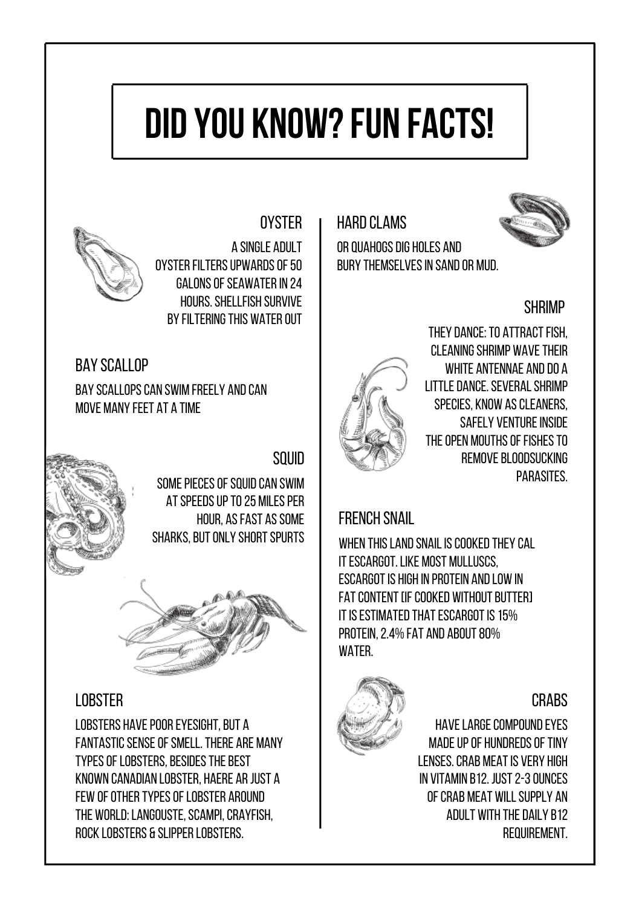# DID YOU KNOW? FUN FACTS!

## OYSTER

A SINGLE ADULT OYSTER FILTERS UPWARDS OF 50 GALONS OF SEAWATER IN 24 HOURS. SHELLFISH SURVIVE BY FILTERING THIS WATER OUT

## BAY SCALLOP

BAY SCALLOPS CAN SWIM FREELY AND CAN MOVE MANY FEET AT A TIME

## SQUID

SOME PIECES OF SQUID CAN SWIM AT SPEEDS UP TO 25 MILES PER HOUR, AS FAST AS SOME SHARKS, BUT ONLY SHORT SPURTS

## LOBSTER

LOBSTERS HAVE POOR EYESIGHT, BUT A FANTASTIC SENSE OF SMELL. THERE ARE MANY TYPES OF LOBSTERS, BESIDES THE BEST KNOWN CANADIAN LOBSTER, HAERE AR JUST A FEW OF OTHER TYPES OF LOBSTER AROUND THE WORLD: LANGOUSTE, SCAMPI, CRAYFISH, ROCK LOBSTERS & SLIPPER LOBSTERS.

## HARD CLAMS

OR QUAHOGS DIG HOLES AND BURY THEMSELVES IN SAND OR MUD.

## SHRIMP

THEY DANCE: TO ATTRACT FISH, CLEANING SHRIMP WAVE THEIR WHITE ANTENNAE AND DO A LITTLE DANCE. SEVERAL SHRIMP SPECIES, KNOW AS CLEANERS, SAFELY VENTURE INSIDE THE OPEN MOUTHS OF FISHES TO REMOVE BLOODSUCKING PARASITES.

## FRENCH SNAIL

WHEN THIS LAND SNAIL IS COOKED THEY CAL IT ESCARGOT. LIKE MOST MULLUSCS, ESCARGOT IS HIGH IN PROTEIN AND LOW IN FAT CONTENT [IF COOKED WITHOUT BUTTER] IT IS ESTIMATED THAT ESCARGOT IS 15% PROTEIN, 2.4% FAT AND ABOUT 80% WATER.

## CRABS

HAVE LARGE COMPOUND EYES MADE UP OF HUNDREDS OF TINY LENSES. CRAB MEAT IS VERY HIGH IN VITAMIN B12. JUST 2-3 OUNCES OF CRAB MEAT WILL SUPPLY AN ADULT WITH THE DAILY B12 REQUIREMENT.